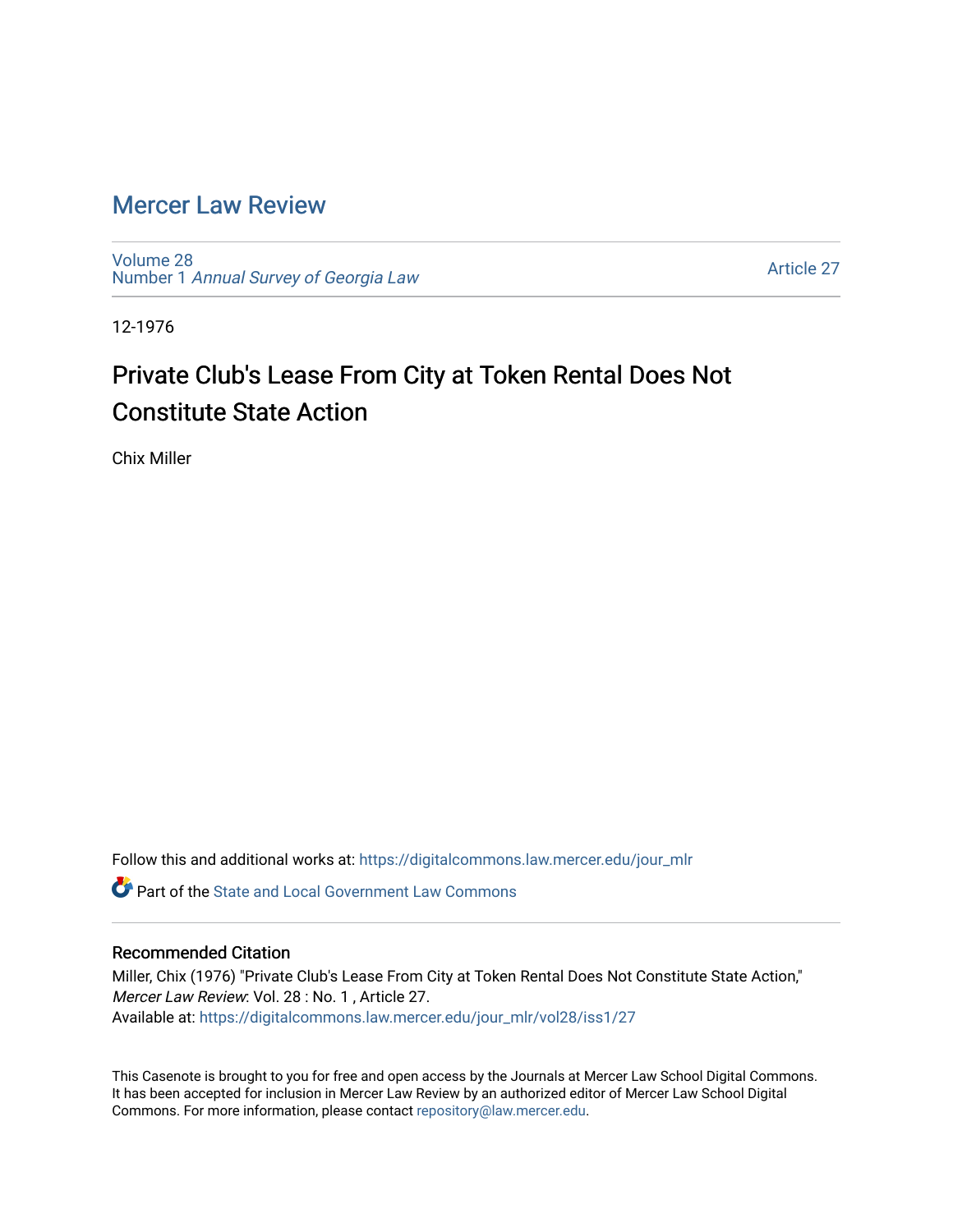# Mercer Law Review

Volume 28
Number 1 *Annual Survey of Georgia Law*

Article 27

12-1976

## Private Club's Lease From City at Token Rental Does Not Constitute State Action

Chix Miller

Follow this and additional works at: https://digitalcommons.law.mercer.edu/jour_mlr

Part of the State and Local Government Law Commons

### Recommended Citation

Miller, Chix (1976) "Private Club's Lease From City at Token Rental Does Not Constitute State Action," *Mercer Law Review*: Vol. 28 : No. 1 , Article 27.
Available at: https://digitalcommons.law.mercer.edu/jour_mlr/vol28/iss1/27

This Casenote is brought to you for free and open access by the Journals at Mercer Law School Digital Commons. It has been accepted for inclusion in Mercer Law Review by an authorized editor of Mercer Law School Digital Commons. For more information, please contact repository@law.mercer.edu.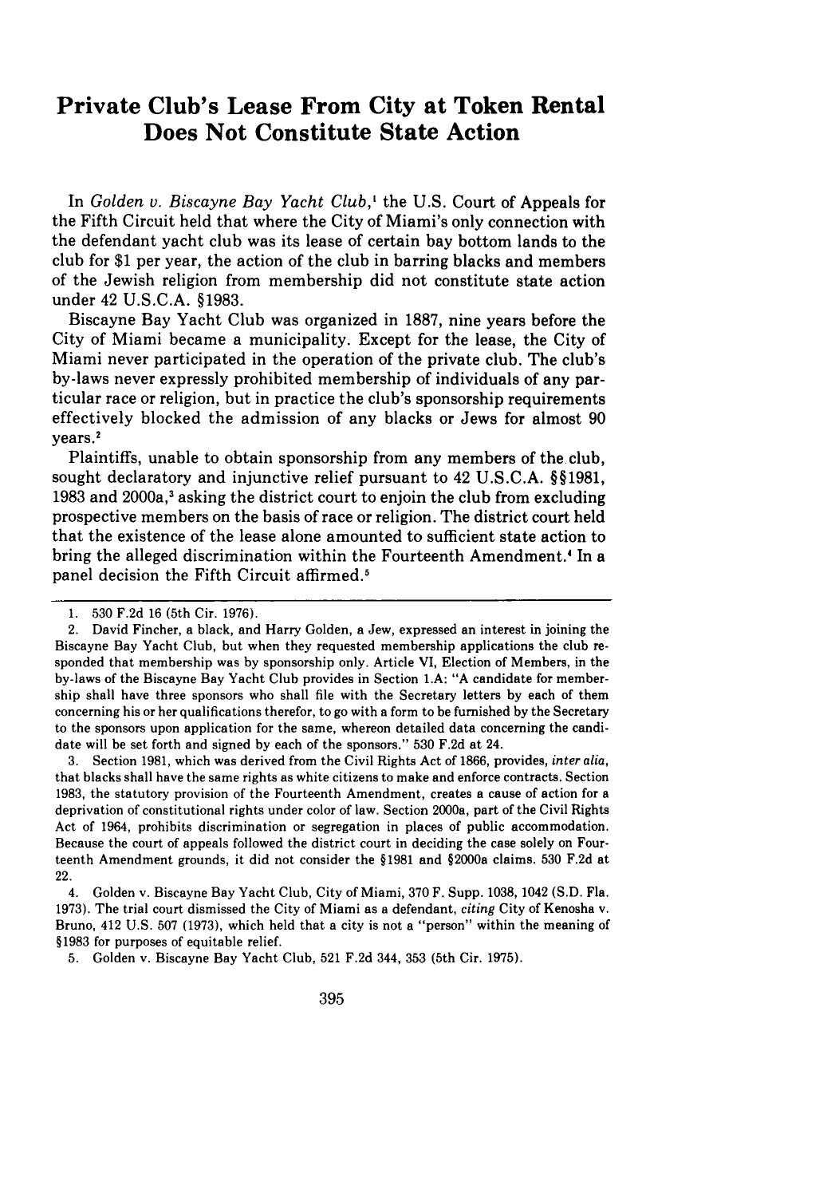# Private Club's Lease From City at Token Rental Does Not Constitute State Action

In *Golden v. Biscayne Bay Yacht Club*,[1] the U.S. Court of Appeals for the Fifth Circuit held that where the City of Miami's only connection with the defendant yacht club was its lease of certain bay bottom lands to the club for \$1 per year, the action of the club in barring blacks and members of the Jewish religion from membership did not constitute state action under 42 U.S.C.A. §1983.

Biscayne Bay Yacht Club was organized in 1887, nine years before the City of Miami became a municipality. Except for the lease, the City of Miami never participated in the operation of the private club. The club's by-laws never expressly prohibited membership of individuals of any particular race or religion, but in practice the club's sponsorship requirements effectively blocked the admission of any blacks or Jews for almost 90 years.[2]

Plaintiffs, unable to obtain sponsorship from any members of the club, sought declaratory and injunctive relief pursuant to 42 U.S.C.A. §§1981, 1983 and 2000a,[3] asking the district court to enjoin the club from excluding prospective members on the basis of race or religion. The district court held that the existence of the lease alone amounted to sufficient state action to bring the alleged discrimination within the Fourteenth Amendment.[4] In a panel decision the Fifth Circuit affirmed.[5]

---

1. 530 F.2d 16 (5th Cir. 1976).

2. David Fincher, a black, and Harry Golden, a Jew, expressed an interest in joining the Biscayne Bay Yacht Club, but when they requested membership applications the club responded that membership was by sponsorship only. Article VI, Election of Members, in the by-laws of the Biscayne Bay Yacht Club provides in Section 1.A: "A candidate for membership shall have three sponsors who shall file with the Secretary letters by each of them concerning his or her qualifications therefor, to go with a form to be furnished by the Secretary to the sponsors upon application for the same, whereon detailed data concerning the candidate will be set forth and signed by each of the sponsors." 530 F.2d at 24.

3. Section 1981, which was derived from the Civil Rights Act of 1866, provides, *inter alia*, that blacks shall have the same rights as white citizens to make and enforce contracts. Section 1983, the statutory provision of the Fourteenth Amendment, creates a cause of action for a deprivation of constitutional rights under color of law. Section 2000a, part of the Civil Rights Act of 1964, prohibits discrimination or segregation in places of public accommodation. Because the court of appeals followed the district court in deciding the case solely on Fourteenth Amendment grounds, it did not consider the §1981 and §2000a claims. 530 F.2d at 22.

4. Golden v. Biscayne Bay Yacht Club, City of Miami, 370 F. Supp. 1038, 1042 (S.D. Fla. 1973). The trial court dismissed the City of Miami as a defendant, *citing* City of Kenosha v. Bruno, 412 U.S. 507 (1973), which held that a city is not a "person" within the meaning of §1983 for purposes of equitable relief.

5. Golden v. Biscayne Bay Yacht Club, 521 F.2d 344, 353 (5th Cir. 1975).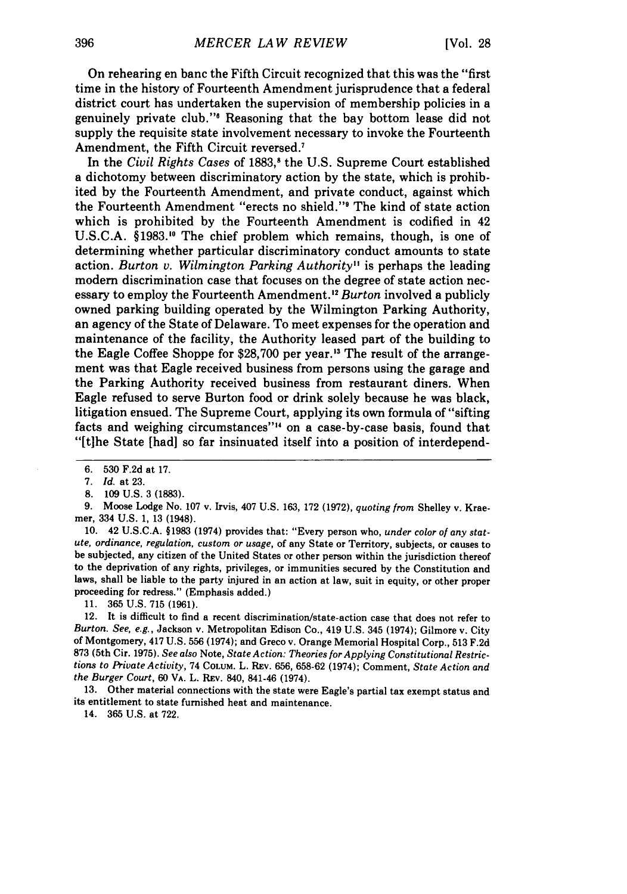On rehearing en banc the Fifth Circuit recognized that this was the "first time in the history of Fourteenth Amendment jurisprudence that a federal district court has undertaken the supervision of membership policies in a genuinely private club."[6] Reasoning that the bay bottom lease did not supply the requisite state involvement necessary to invoke the Fourteenth Amendment, the Fifth Circuit reversed.[7]

In the *Civil Rights Cases* of 1883,[8] the U.S. Supreme Court established a dichotomy between discriminatory action by the state, which is prohibited by the Fourteenth Amendment, and private conduct, against which the Fourteenth Amendment "erects no shield."[9] The kind of state action which is prohibited by the Fourteenth Amendment is codified in 42 U.S.C.A. §1983.[10] The chief problem which remains, though, is one of determining whether particular discriminatory conduct amounts to state action. *Burton v. Wilmington Parking Authority*[11] is perhaps the leading modern discrimination case that focuses on the degree of state action necessary to employ the Fourteenth Amendment.[12] *Burton* involved a publicly owned parking building operated by the Wilmington Parking Authority, an agency of the State of Delaware. To meet expenses for the operation and maintenance of the facility, the Authority leased part of the building to the Eagle Coffee Shoppe for $28,700 per year.[13] The result of the arrangement was that Eagle received business from persons using the garage and the Parking Authority received business from restaurant diners. When Eagle refused to serve Burton food or drink solely because he was black, litigation ensued. The Supreme Court, applying its own formula of "sifting facts and weighing circumstances"[14] on a case-by-case basis, found that "[t]he State [had] so far insinuated itself into a position of interdepend-

---

6. 530 F.2d at 17.

7. *Id.* at 23.

8. 109 U.S. 3 (1883).

9. Moose Lodge No. 107 v. Irvis, 407 U.S. 163, 172 (1972), *quoting from* Shelley v. Kraemer, 334 U.S. 1, 13 (1948).

10. 42 U.S.C.A. §1983 (1974) provides that: "Every person who, *under color of any statute, ordinance, regulation, custom or usage,* of any State or Territory, subjects, or causes to be subjected, any citizen of the United States or other person within the jurisdiction thereof to the deprivation of any rights, privileges, or immunities secured by the Constitution and laws, shall be liable to the party injured in an action at law, suit in equity, or other proper proceeding for redress." (Emphasis added.)

11. 365 U.S. 715 (1961).

12. It is difficult to find a recent discrimination/state-action case that does not refer to *Burton. See, e.g.,* Jackson v. Metropolitan Edison Co., 419 U.S. 345 (1974); Gilmore v. City of Montgomery, 417 U.S. 556 (1974); and Greco v. Orange Memorial Hospital Corp., 513 F.2d 873 (5th Cir. 1975). *See also* Note, *State Action: Theories for Applying Constitutional Restrictions to Private Activity,* 74 COLUM. L. REV. 656, 658-62 (1974); Comment, *State Action and the Burger Court,* 60 VA. L. REV. 840, 841-46 (1974).

13. Other material connections with the state were Eagle's partial tax exempt status and its entitlement to state furnished heat and maintenance.

14. 365 U.S. at 722.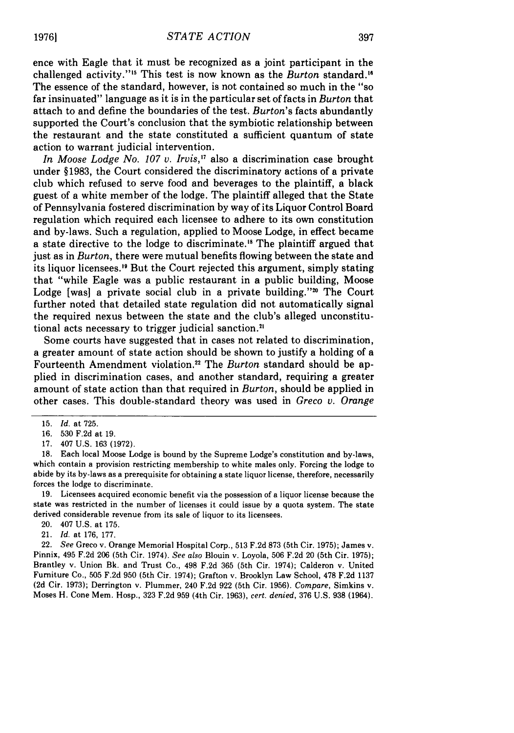ence with Eagle that it must be recognized as a joint participant in the challenged activity."[15] This test is now known as the *Burton* standard.[16] The essence of the standard, however, is not contained so much in the "so far insinuated" language as it is in the particular set of facts in *Burton* that attach to and define the boundaries of the test. *Burton*'s facts abundantly supported the Court's conclusion that the symbiotic relationship between the restaurant and the state constituted a sufficient quantum of state action to warrant judicial intervention.

*In Moose Lodge No. 107 v. Irvis*,[17] also a discrimination case brought under §1983, the Court considered the discriminatory actions of a private club which refused to serve food and beverages to the plaintiff, a black guest of a white member of the lodge. The plaintiff alleged that the State of Pennsylvania fostered discrimination by way of its Liquor Control Board regulation which required each licensee to adhere to its own constitution and by-laws. Such a regulation, applied to Moose Lodge, in effect became a state directive to the lodge to discriminate.[18] The plaintiff argued that just as in *Burton*, there were mutual benefits flowing between the state and its liquor licensees.[19] But the Court rejected this argument, simply stating that "while Eagle was a public restaurant in a public building, Moose Lodge [was] a private social club in a private building."[20] The Court further noted that detailed state regulation did not automatically signal the required nexus between the state and the club's alleged unconstitutional acts necessary to trigger judicial sanction.[21]

Some courts have suggested that in cases not related to discrimination, a greater amount of state action should be shown to justify a holding of a Fourteenth Amendment violation.[22] The *Burton* standard should be applied in discrimination cases, and another standard, requiring a greater amount of state action than that required in *Burton*, should be applied in other cases. This double-standard theory was used in *Greco v. Orange*

15. *Id.* at 725.

16. 530 F.2d at 19.

17. 407 U.S. 163 (1972).

18. Each local Moose Lodge is bound by the Supreme Lodge's constitution and by-laws, which contain a provision restricting membership to white males only. Forcing the lodge to abide by its by-laws as a prerequisite for obtaining a state liquor license, therefore, necessarily forces the lodge to discriminate.

19. Licensees acquired economic benefit via the possession of a liquor license because the state was restricted in the number of licenses it could issue by a quota system. The state derived considerable revenue from its sale of liquor to its licensees.

20. 407 U.S. at 175.

21. *Id.* at 176, 177.

22. *See* Greco v. Orange Memorial Hospital Corp., 513 F.2d 873 (5th Cir. 1975); James v. Pinnix, 495 F.2d 206 (5th Cir. 1974). *See also* Blouin v. Loyola, 506 F.2d 20 (5th Cir. 1975); Brantley v. Union Bk. and Trust Co., 498 F.2d 365 (5th Cir. 1974); Calderon v. United Furniture Co., 505 F.2d 950 (5th Cir. 1974); Grafton v. Brooklyn Law School, 478 F.2d 1137 (2d Cir. 1973); Derrington v. Plummer, 240 F.2d 922 (5th Cir. 1956). *Compare*, Simkins v. Moses H. Cone Mem. Hosp., 323 F.2d 959 (4th Cir. 1963), *cert. denied*, 376 U.S. 938 (1964).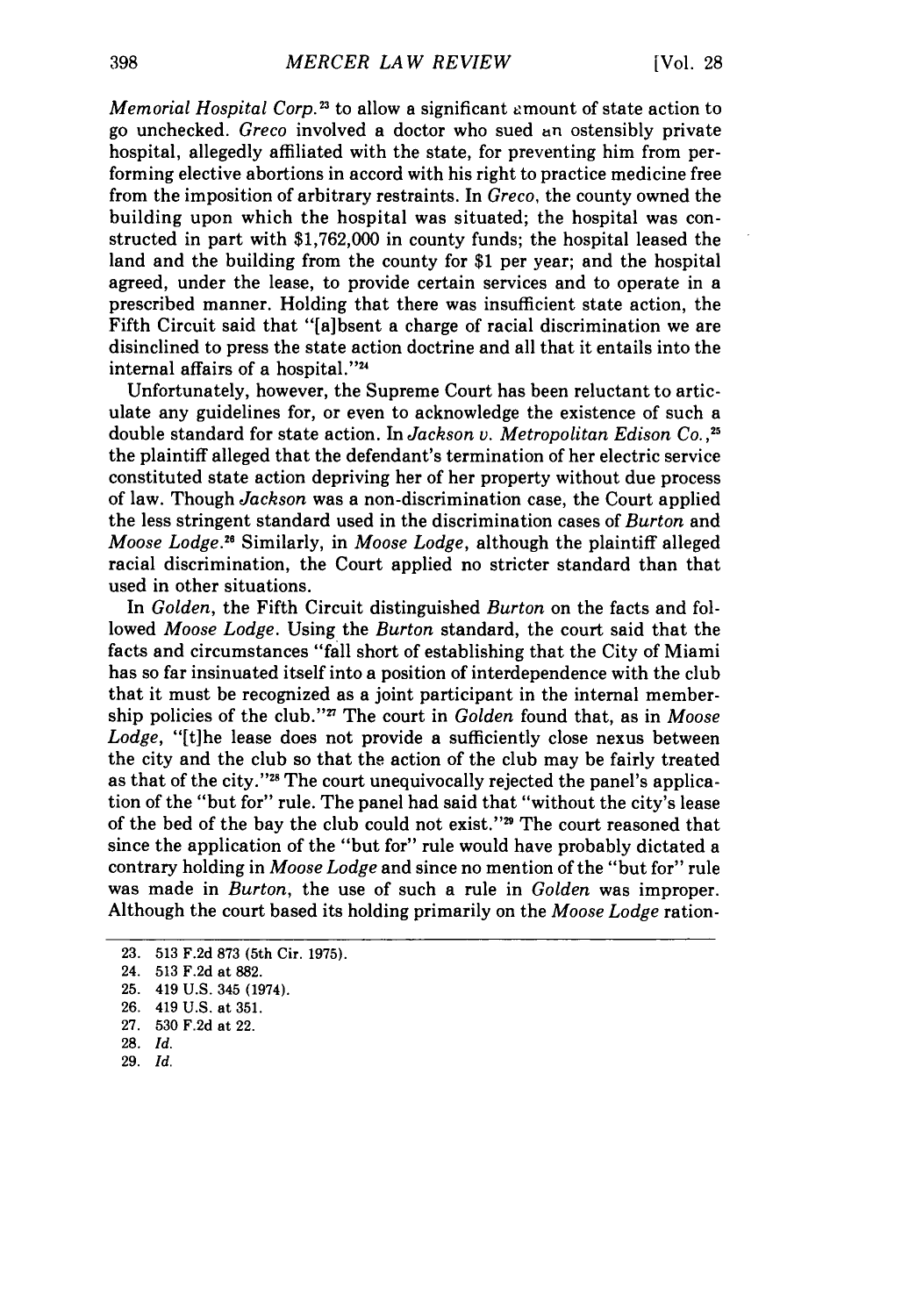*Memorial Hospital Corp.*[23] to allow a significant amount of state action to go unchecked. *Greco* involved a doctor who sued an ostensibly private hospital, allegedly affiliated with the state, for preventing him from performing elective abortions in accord with his right to practice medicine free from the imposition of arbitrary restraints. In *Greco*, the county owned the building upon which the hospital was situated; the hospital was constructed in part with $1,762,000 in county funds; the hospital leased the land and the building from the county for $1 per year; and the hospital agreed, under the lease, to provide certain services and to operate in a prescribed manner. Holding that there was insufficient state action, the Fifth Circuit said that "[a]bsent a charge of racial discrimination we are disinclined to press the state action doctrine and all that it entails into the internal affairs of a hospital."[24]

Unfortunately, however, the Supreme Court has been reluctant to articulate any guidelines for, or even to acknowledge the existence of such a double standard for state action. In *Jackson v. Metropolitan Edison Co.*,[25] the plaintiff alleged that the defendant's termination of her electric service constituted state action depriving her of her property without due process of law. Though *Jackson* was a non-discrimination case, the Court applied the less stringent standard used in the discrimination cases of *Burton* and *Moose Lodge*.[26] Similarly, in *Moose Lodge*, although the plaintiff alleged racial discrimination, the Court applied no stricter standard than that used in other situations.

In *Golden*, the Fifth Circuit distinguished *Burton* on the facts and followed *Moose Lodge*. Using the *Burton* standard, the court said that the facts and circumstances "fall short of establishing that the City of Miami has so far insinuated itself into a position of interdependence with the club that it must be recognized as a joint participant in the internal membership policies of the club."[27] The court in *Golden* found that, as in *Moose Lodge*, "[t]he lease does not provide a sufficiently close nexus between the city and the club so that the action of the club may be fairly treated as that of the city."[28] The court unequivocally rejected the panel's application of the "but for" rule. The panel had said that "without the city's lease of the bed of the bay the club could not exist."[29] The court reasoned that since the application of the "but for" rule would have probably dictated a contrary holding in *Moose Lodge* and since no mention of the "but for" rule was made in *Burton*, the use of such a rule in *Golden* was improper. Although the court based its holding primarily on the *Moose Lodge* ration-

23. 513 F.2d 873 (5th Cir. 1975).
24. 513 F.2d at 882.
25. 419 U.S. 345 (1974).
26. 419 U.S. at 351.
27. 530 F.2d at 22.
28. *Id.*
29. *Id.*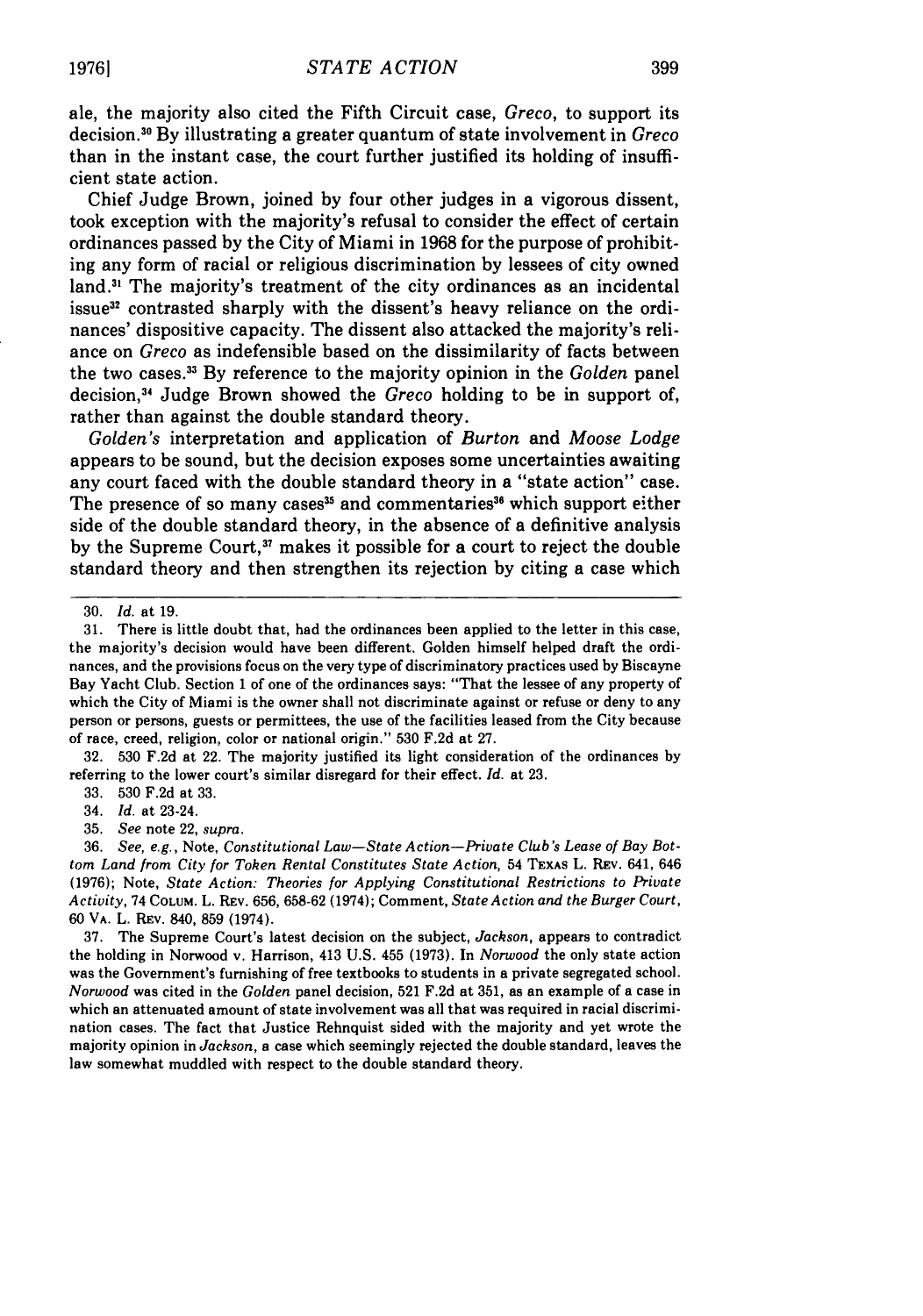ale, the majority also cited the Fifth Circuit case, *Greco*, to support its decision.[30] By illustrating a greater quantum of state involvement in *Greco* than in the instant case, the court further justified its holding of insufficient state action.

Chief Judge Brown, joined by four other judges in a vigorous dissent, took exception with the majority's refusal to consider the effect of certain ordinances passed by the City of Miami in 1968 for the purpose of prohibiting any form of racial or religious discrimination by lessees of city owned land.[31] The majority's treatment of the city ordinances as an incidental issue[32] contrasted sharply with the dissent's heavy reliance on the ordinances' dispositive capacity. The dissent also attacked the majority's reliance on *Greco* as indefensible based on the dissimilarity of facts between the two cases.[33] By reference to the majority opinion in the *Golden* panel decision,[34] Judge Brown showed the *Greco* holding to be in support of, rather than against the double standard theory.

*Golden's* interpretation and application of *Burton* and *Moose Lodge* appears to be sound, but the decision exposes some uncertainties awaiting any court faced with the double standard theory in a "state action" case. The presence of so many cases[35] and commentaries[36] which support either side of the double standard theory, in the absence of a definitive analysis by the Supreme Court,[37] makes it possible for a court to reject the double standard theory and then strengthen its rejection by citing a case which

---

30. *Id.* at 19.

31. There is little doubt that, had the ordinances been applied to the letter in this case, the majority's decision would have been different. Golden himself helped draft the ordinances, and the provisions focus on the very type of discriminatory practices used by Biscayne Bay Yacht Club. Section 1 of one of the ordinances says: "That the lessee of any property of which the City of Miami is the owner shall not discriminate against or refuse or deny to any person or persons, guests or permittees, the use of the facilities leased from the City because of race, creed, religion, color or national origin." 530 F.2d at 27.

32. 530 F.2d at 22. The majority justified its light consideration of the ordinances by referring to the lower court's similar disregard for their effect. *Id.* at 23.

33. 530 F.2d at 33.

34. *Id.* at 23-24.

35. *See* note 22, *supra*.

36. *See, e.g.*, Note, *Constitutional Law—State Action—Private Club's Lease of Bay Bottom Land from City for Token Rental Constitutes State Action*, 54 TEXAS L. REV. 641, 646 (1976); Note, *State Action: Theories for Applying Constitutional Restrictions to Private Activity*, 74 COLUM. L. REV. 656, 658-62 (1974); Comment, *State Action and the Burger Court*, 60 VA. L. REV. 840, 859 (1974).

37. The Supreme Court's latest decision on the subject, *Jackson*, appears to contradict the holding in Norwood v. Harrison, 413 U.S. 455 (1973). In *Norwood* the only state action was the Government's furnishing of free textbooks to students in a private segregated school. *Norwood* was cited in the *Golden* panel decision, 521 F.2d at 351, as an example of a case in which an attenuated amount of state involvement was all that was required in racial discrimination cases. The fact that Justice Rehnquist sided with the majority and yet wrote the majority opinion in *Jackson*, a case which seemingly rejected the double standard, leaves the law somewhat muddled with respect to the double standard theory.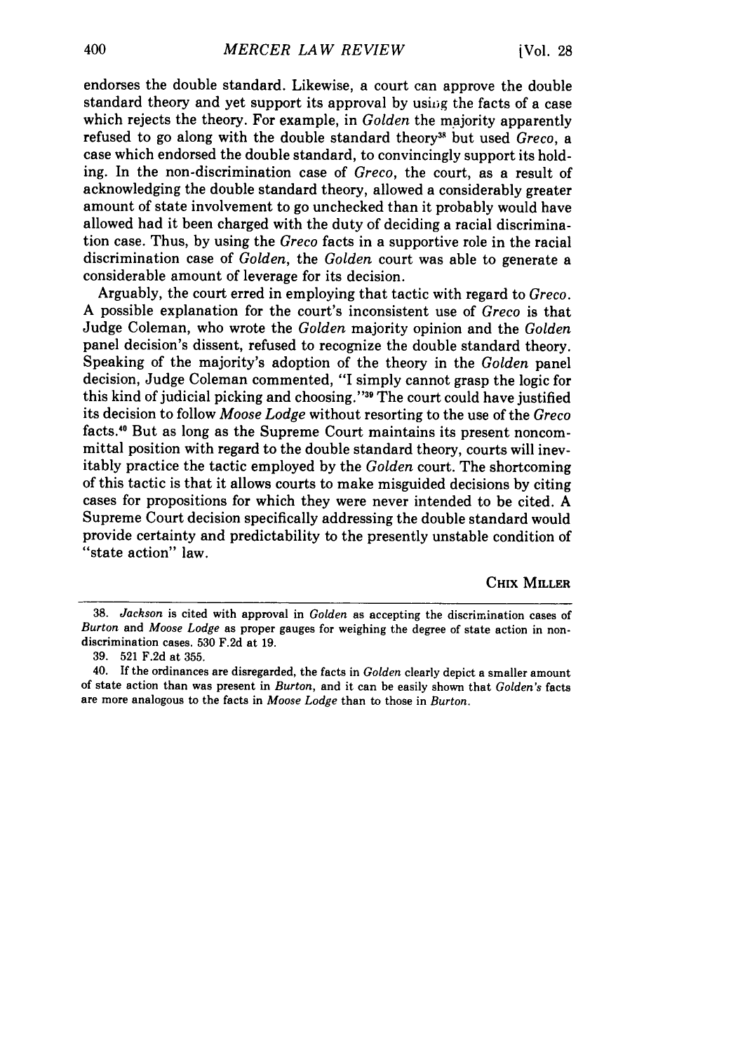endorses the double standard. Likewise, a court can approve the double standard theory and yet support its approval by using the facts of a case which rejects the theory. For example, in *Golden* the majority apparently refused to go along with the double standard theory[38] but used *Greco*, a case which endorsed the double standard, to convincingly support its holding. In the non-discrimination case of *Greco*, the court, as a result of acknowledging the double standard theory, allowed a considerably greater amount of state involvement to go unchecked than it probably would have allowed had it been charged with the duty of deciding a racial discrimination case. Thus, by using the *Greco* facts in a supportive role in the racial discrimination case of *Golden*, the *Golden* court was able to generate a considerable amount of leverage for its decision.

Arguably, the court erred in employing that tactic with regard to *Greco*. A possible explanation for the court's inconsistent use of *Greco* is that Judge Coleman, who wrote the *Golden* majority opinion and the *Golden* panel decision's dissent, refused to recognize the double standard theory. Speaking of the majority's adoption of the theory in the *Golden* panel decision, Judge Coleman commented, "I simply cannot grasp the logic for this kind of judicial picking and choosing."[39] The court could have justified its decision to follow *Moose Lodge* without resorting to the use of the *Greco* facts.[40] But as long as the Supreme Court maintains its present noncommittal position with regard to the double standard theory, courts will inevitably practice the tactic employed by the *Golden* court. The shortcoming of this tactic is that it allows courts to make misguided decisions by citing cases for propositions for which they were never intended to be cited. A Supreme Court decision specifically addressing the double standard would provide certainty and predictability to the presently unstable condition of "state action" law.

CHIX MILLER

---

38. *Jackson* is cited with approval in *Golden* as accepting the discrimination cases of *Burton* and *Moose Lodge* as proper gauges for weighing the degree of state action in non-discrimination cases. 530 F.2d at 19.

39. 521 F.2d at 355.

40. If the ordinances are disregarded, the facts in *Golden* clearly depict a smaller amount of state action than was present in *Burton*, and it can be easily shown that *Golden's* facts are more analogous to the facts in *Moose Lodge* than to those in *Burton*.